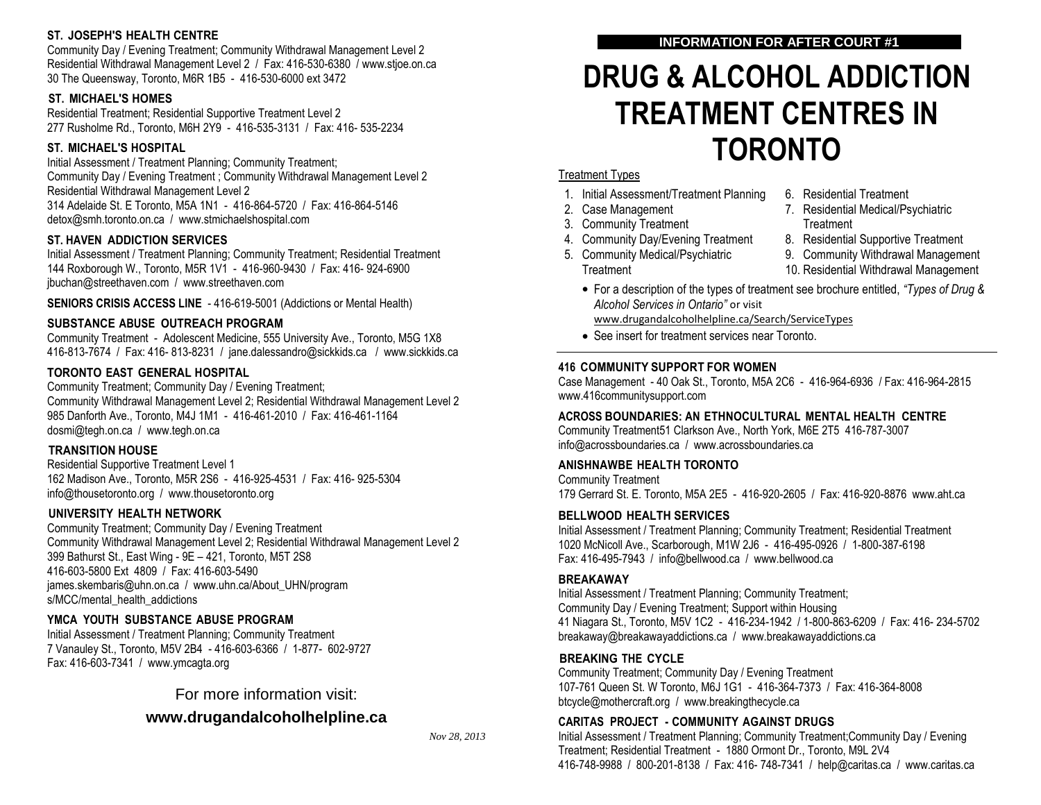**INFORMATION FOR AFTER COURT #1**

# DRUG & ALCOHOL ADDICTION TREATMENT CENTRES IN TORONTO

Treatment Types

1. Initial Assessment/Treatment Planning
2. Case Management
3. Community Treatment
4. Community Day/Evening Treatment
5. Community Medical/Psychiatric Treatment
6. Residential Treatment
7. Residential Medical/Psychiatric Treatment
8. Residential Supportive Treatment
9. Community Withdrawal Management
10. Residential Withdrawal Management

- For a description of the types of treatment see brochure entitled, *"Types of Drug & Alcohol Services in Ontario"* or visit www.drugandalcoholhelpline.ca/Search/ServiceTypes
- See insert for treatment services near Toronto.

**416 COMMUNITY SUPPORT FOR WOMEN**
Case Management - 40 Oak St., Toronto, M5A 2C6 - 416-964-6936 / Fax: 416-964-2815
www.416communitysupport.com

**ACROSS BOUNDARIES: AN ETHNOCULTURAL MENTAL HEALTH CENTRE**
Community Treatment51 Clarkson Ave., North York, M6E 2T5 416-787-3007
info@acrossboundaries.ca / www.acrossboundaries.ca

**ANISHNAWBE HEALTH TORONTO**
Community Treatment
179 Gerrard St. E. Toronto, M5A 2E5 - 416-920-2605 / Fax: 416-920-8876 www.aht.ca

**BELLWOOD HEALTH SERVICES**
Initial Assessment / Treatment Planning; Community Treatment; Residential Treatment
1020 McNicoll Ave., Scarborough, M1W 2J6 - 416-495-0926 / 1-800-387-6198
Fax: 416-495-7943 / info@bellwood.ca / www.bellwood.ca

**BREAKAWAY**
Initial Assessment / Treatment Planning; Community Treatment;
Community Day / Evening Treatment; Support within Housing
41 Niagara St., Toronto, M5V 1C2 - 416-234-1942 / 1-800-863-6209 / Fax: 416- 234-5702
breakaway@breakawayaddictions.ca / www.breakawayaddictions.ca

**BREAKING THE CYCLE**
Community Treatment; Community Day / Evening Treatment
107-761 Queen St. W Toronto, M6J 1G1 - 416-364-7373 / Fax: 416-364-8008
btcycle@mothercraft.org / www.breakingthecycle.ca

**CARITAS PROJECT - COMMUNITY AGAINST DRUGS**
Initial Assessment / Treatment Planning; Community Treatment;Community Day / Evening Treatment; Residential Treatment - 1880 Ormont Dr., Toronto, M9L 2V4
416-748-9988 / 800-201-8138 / Fax: 416- 748-7341 / help@caritas.ca / www.caritas.ca

**ST. JOSEPH'S HEALTH CENTRE**
Community Day / Evening Treatment; Community Withdrawal Management Level 2
Residential Withdrawal Management Level 2 / Fax: 416-530-6380 / www.stjoe.on.ca
30 The Queensway, Toronto, M6R 1B5 - 416-530-6000 ext 3472

**ST. MICHAEL'S HOMES**
Residential Treatment; Residential Supportive Treatment Level 2
277 Rusholme Rd., Toronto, M6H 2Y9 - 416-535-3131 / Fax: 416- 535-2234

**ST. MICHAEL'S HOSPITAL**
Initial Assessment / Treatment Planning; Community Treatment;
Community Day / Evening Treatment ; Community Withdrawal Management Level 2
Residential Withdrawal Management Level 2
314 Adelaide St. E Toronto, M5A 1N1 - 416-864-5720 / Fax: 416-864-5146
detox@smh.toronto.on.ca / www.stmichaelshospital.com

**ST. HAVEN ADDICTION SERVICES**
Initial Assessment / Treatment Planning; Community Treatment; Residential Treatment
144 Roxborough W., Toronto, M5R 1V1 - 416-960-9430 / Fax: 416- 924-6900
jbuchan@streethaven.com / www.streethaven.com

**SENIORS CRISIS ACCESS LINE** - 416-619-5001 (Addictions or Mental Health)

**SUBSTANCE ABUSE OUTREACH PROGRAM**
Community Treatment - Adolescent Medicine, 555 University Ave., Toronto, M5G 1X8
416-813-7674 / Fax: 416- 813-8231 / jane.dalessandro@sickkids.ca / www.sickkids.ca

**TORONTO EAST GENERAL HOSPITAL**
Community Treatment; Community Day / Evening Treatment;
Community Withdrawal Management Level 2; Residential Withdrawal Management Level 2
985 Danforth Ave., Toronto, M4J 1M1 - 416-461-2010 / Fax: 416-461-1164
dosmi@tegh.on.ca / www.tegh.on.ca

**TRANSITION HOUSE**
Residential Supportive Treatment Level 1
162 Madison Ave., Toronto, M5R 2S6 - 416-925-4531 / Fax: 416- 925-5304
info@thousetoronto.org / www.thousetoronto.org

**UNIVERSITY HEALTH NETWORK**
Community Treatment; Community Day / Evening Treatment
Community Withdrawal Management Level 2; Residential Withdrawal Management Level 2
399 Bathurst St., East Wing - 9E – 421, Toronto, M5T 2S8
416-603-5800 Ext 4809 / Fax: 416-603-5490
james.skembaris@uhn.on.ca / www.uhn.ca/About_UHN/programs/MCC/mental_health_addictions

**YMCA YOUTH SUBSTANCE ABUSE PROGRAM**
Initial Assessment / Treatment Planning; Community Treatment
7 Vanauley St., Toronto, M5V 2B4 - 416-603-6366 / 1-877- 602-9727
Fax: 416-603-7341 / www.ymcagta.org

For more information visit:
**www.drugandalcoholhelpline.ca**

*Nov 28, 2013*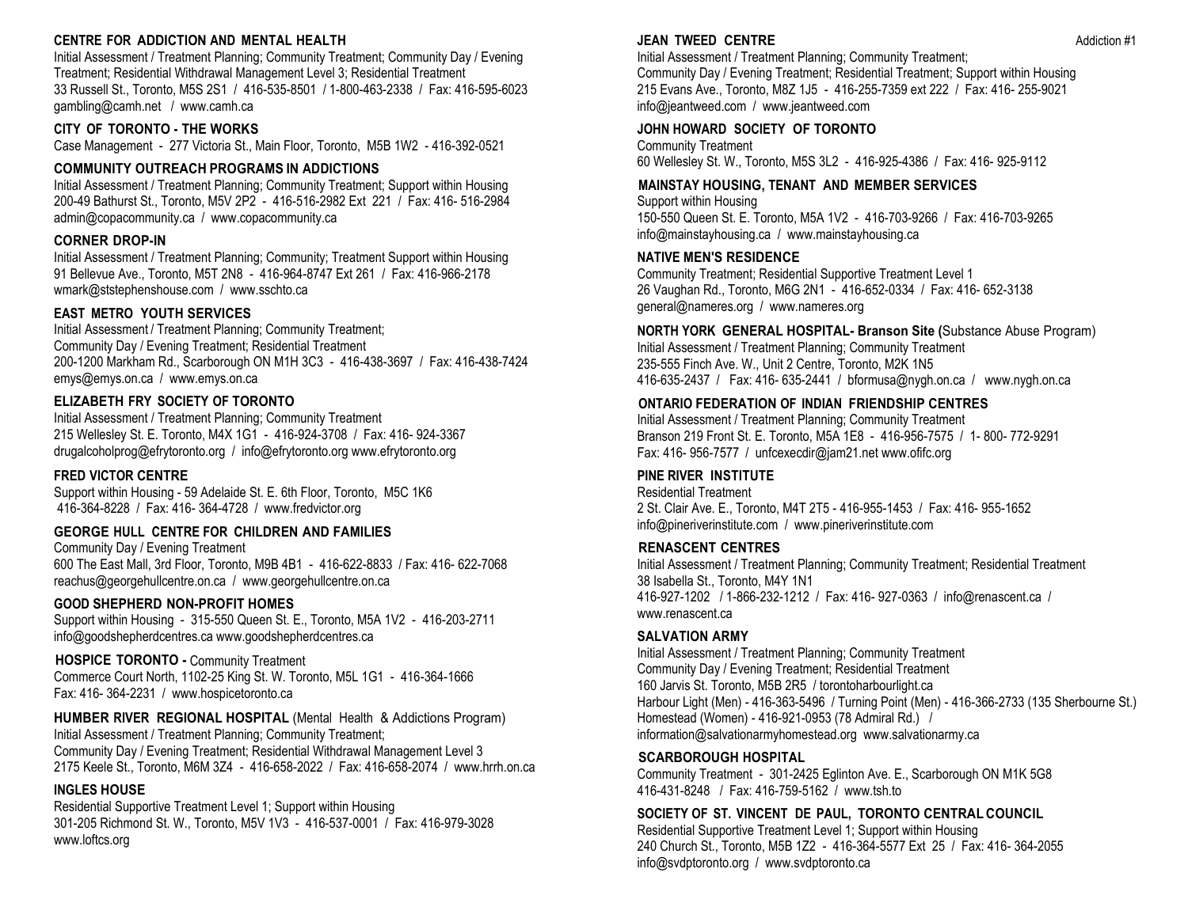### CENTRE FOR ADDICTION AND MENTAL HEALTH

Initial Assessment / Treatment Planning; Community Treatment; Community Day / Evening Treatment; Residential Withdrawal Management Level 3; Residential Treatment
33 Russell St., Toronto, M5S 2S1 / 416-535-8501 / 1-800-463-2338 / Fax: 416-595-6023
gambling@camh.net / www.camh.ca

### CITY OF TORONTO - THE WORKS

Case Management - 277 Victoria St., Main Floor, Toronto, M5B 1W2 - 416-392-0521

### COMMUNITY OUTREACH PROGRAMS IN ADDICTIONS

Initial Assessment / Treatment Planning; Community Treatment; Support within Housing
200-49 Bathurst St., Toronto, M5V 2P2 - 416-516-2982 Ext 221 / Fax: 416- 516-2984
admin@copacommunity.ca / www.copacommunity.ca

### CORNER DROP-IN

Initial Assessment / Treatment Planning; Community; Treatment Support within Housing
91 Bellevue Ave., Toronto, M5T 2N8 - 416-964-8747 Ext 261 / Fax: 416-966-2178
wmark@ststephenshouse.com / www.sschto.ca

### EAST METRO YOUTH SERVICES

Initial Assessment / Treatment Planning; Community Treatment;
Community Day / Evening Treatment; Residential Treatment
200-1200 Markham Rd., Scarborough ON M1H 3C3 - 416-438-3697 / Fax: 416-438-7424
emys@emys.on.ca / www.emys.on.ca

### ELIZABETH FRY SOCIETY OF TORONTO

Initial Assessment / Treatment Planning; Community Treatment
215 Wellesley St. E. Toronto, M4X 1G1 - 416-924-3708 / Fax: 416- 924-3367
drugalcoholprog@efrytoronto.org / info@efrytoronto.org www.efrytoronto.org

### FRED VICTOR CENTRE

Support within Housing - 59 Adelaide St. E. 6th Floor, Toronto, M5C 1K6
416-364-8228 / Fax: 416- 364-4728 / www.fredvictor.org

### GEORGE HULL CENTRE FOR CHILDREN AND FAMILIES

Community Day / Evening Treatment
600 The East Mall, 3rd Floor, Toronto, M9B 4B1 - 416-622-8833 / Fax: 416- 622-7068
reachus@georgehullcentre.on.ca / www.georgehullcentre.on.ca

### GOOD SHEPHERD NON-PROFIT HOMES

Support within Housing - 315-550 Queen St. E., Toronto, M5A 1V2 - 416-203-2711
info@goodshepherdcentres.ca www.goodshepherdcentres.ca

### HOSPICE TORONTO - Community Treatment

Commerce Court North, 1102-25 King St. W. Toronto, M5L 1G1 - 416-364-1666
Fax: 416- 364-2231 / www.hospicetoronto.ca

### HUMBER RIVER REGIONAL HOSPITAL (Mental Health & Addictions Program)

Initial Assessment / Treatment Planning; Community Treatment;
Community Day / Evening Treatment; Residential Withdrawal Management Level 3
2175 Keele St., Toronto, M6M 3Z4 - 416-658-2022 / Fax: 416-658-2074 / www.hrrh.on.ca

### INGLES HOUSE

Residential Supportive Treatment Level 1; Support within Housing
301-205 Richmond St. W., Toronto, M5V 1V3 - 416-537-0001 / Fax: 416-979-3028
www.loftcs.org

### JEAN TWEED CENTRE

Initial Assessment / Treatment Planning; Community Treatment;
Community Day / Evening Treatment; Residential Treatment; Support within Housing
215 Evans Ave., Toronto, M8Z 1J5 - 416-255-7359 ext 222 / Fax: 416- 255-9021
info@jeantweed.com / www.jeantweed.com

### JOHN HOWARD SOCIETY OF TORONTO

Community Treatment
60 Wellesley St. W., Toronto, M5S 3L2 - 416-925-4386 / Fax: 416- 925-9112

### MAINSTAY HOUSING, TENANT AND MEMBER SERVICES

Support within Housing
150-550 Queen St. E. Toronto, M5A 1V2 - 416-703-9266 / Fax: 416-703-9265
info@mainstayhousing.ca / www.mainstayhousing.ca

### NATIVE MEN'S RESIDENCE

Community Treatment; Residential Supportive Treatment Level 1
26 Vaughan Rd., Toronto, M6G 2N1 - 416-652-0334 / Fax: 416- 652-3138
general@nameres.org / www.nameres.org

### NORTH YORK GENERAL HOSPITAL- Branson Site (Substance Abuse Program)

Initial Assessment / Treatment Planning; Community Treatment
235-555 Finch Ave. W., Unit 2 Centre, Toronto, M2K 1N5
416-635-2437 / Fax: 416- 635-2441 / bformusa@nygh.on.ca / www.nygh.on.ca

### ONTARIO FEDERATION OF INDIAN FRIENDSHIP CENTRES

Initial Assessment / Treatment Planning; Community Treatment
Branson 219 Front St. E. Toronto, M5A 1E8 - 416-956-7575 / 1- 800- 772-9291
Fax: 416- 956-7577 / unfcexecdir@jam21.net www.ofifc.org

### PINE RIVER INSTITUTE

Residential Treatment
2 St. Clair Ave. E., Toronto, M4T 2T5 - 416-955-1453 / Fax: 416- 955-1652
info@pineriverinstitute.com / www.pineriverinstitute.com

### RENASCENT CENTRES

Initial Assessment / Treatment Planning; Community Treatment; Residential Treatment
38 Isabella St., Toronto, M4Y 1N1
416-927-1202 / 1-866-232-1212 / Fax: 416- 927-0363 / info@renascent.ca /
www.renascent.ca

### SALVATION ARMY

Initial Assessment / Treatment Planning; Community Treatment
Community Day / Evening Treatment; Residential Treatment
160 Jarvis St. Toronto, M5B 2R5 / torontoharbourlight.ca
Harbour Light (Men) - 416-363-5496 / Turning Point (Men) - 416-366-2733 (135 Sherbourne St.)
Homestead (Women) - 416-921-0953 (78 Admiral Rd.) /
information@salvationarmyhomestead.org www.salvationarmy.ca

### SCARBOROUGH HOSPITAL

Community Treatment - 301-2425 Eglinton Ave. E., Scarborough ON M1K 5G8
416-431-8248 / Fax: 416-759-5162 / www.tsh.to

### SOCIETY OF ST. VINCENT DE PAUL, TORONTO CENTRAL COUNCIL

Residential Supportive Treatment Level 1; Support within Housing
240 Church St., Toronto, M5B 1Z2 - 416-364-5577 Ext 25 / Fax: 416- 364-2055
info@svdptoronto.org / www.svdptoronto.ca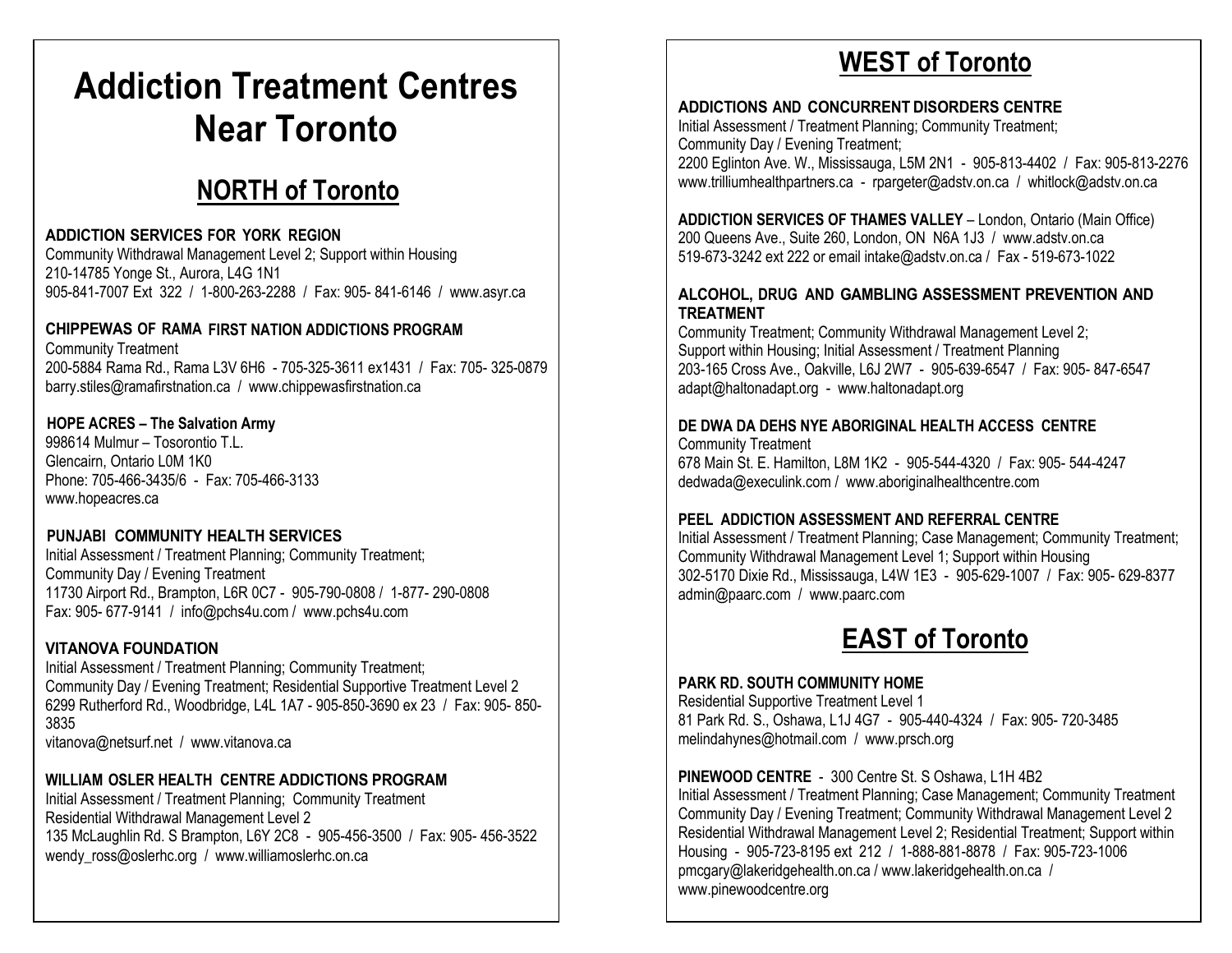# Addiction Treatment Centres Near Toronto

## NORTH of Toronto

**ADDICTION SERVICES FOR YORK REGION**
Community Withdrawal Management Level 2; Support within Housing
210-14785 Yonge St., Aurora, L4G 1N1
905-841-7007 Ext 322 / 1-800-263-2288 / Fax: 905- 841-6146 / www.asyr.ca

**CHIPPEWAS OF RAMA FIRST NATION ADDICTIONS PROGRAM**
Community Treatment
200-5884 Rama Rd., Rama L3V 6H6 - 705-325-3611 ex1431 / Fax: 705- 325-0879
barry.stiles@ramafirstnation.ca / www.chippewasfirstnation.ca

**HOPE ACRES – The Salvation Army**
998614 Mulmur – Tosorontio T.L.
Glencairn, Ontario L0M 1K0
Phone: 705-466-3435/6 - Fax: 705-466-3133
www.hopeacres.ca

**PUNJABI COMMUNITY HEALTH SERVICES**
Initial Assessment / Treatment Planning; Community Treatment;
Community Day / Evening Treatment
11730 Airport Rd., Brampton, L6R 0C7 - 905-790-0808 / 1-877- 290-0808
Fax: 905- 677-9141 / info@pchs4u.com / www.pchs4u.com

**VITANOVA FOUNDATION**
Initial Assessment / Treatment Planning; Community Treatment;
Community Day / Evening Treatment; Residential Supportive Treatment Level 2
6299 Rutherford Rd., Woodbridge, L4L 1A7 - 905-850-3690 ex 23 / Fax: 905- 850-3835
vitanova@netsurf.net / www.vitanova.ca

**WILLIAM OSLER HEALTH CENTRE ADDICTIONS PROGRAM**
Initial Assessment / Treatment Planning; Community Treatment
Residential Withdrawal Management Level 2
135 McLaughlin Rd. S Brampton, L6Y 2C8 - 905-456-3500 / Fax: 905- 456-3522
wendy_ross@oslerhc.org / www.williamoslerhc.on.ca

## WEST of Toronto

**ADDICTIONS AND CONCURRENT DISORDERS CENTRE**
Initial Assessment / Treatment Planning; Community Treatment;
Community Day / Evening Treatment;
2200 Eglinton Ave. W., Mississauga, L5M 2N1 - 905-813-4402 / Fax: 905-813-2276
www.trilliumhealthpartners.ca - rpargeter@adstv.on.ca / whitlock@adstv.on.ca

**ADDICTION SERVICES OF THAMES VALLEY** – London, Ontario (Main Office)
200 Queens Ave., Suite 260, London, ON N6A 1J3 / www.adstv.on.ca
519-673-3242 ext 222 or email intake@adstv.on.ca / Fax - 519-673-1022

**ALCOHOL, DRUG AND GAMBLING ASSESSMENT PREVENTION AND TREATMENT**
Community Treatment; Community Withdrawal Management Level 2;
Support within Housing; Initial Assessment / Treatment Planning
203-165 Cross Ave., Oakville, L6J 2W7 - 905-639-6547 / Fax: 905- 847-6547
adapt@haltonadapt.org - www.haltonadapt.org

**DE DWA DA DEHS NYE ABORIGINAL HEALTH ACCESS CENTRE**
Community Treatment
678 Main St. E. Hamilton, L8M 1K2 - 905-544-4320 / Fax: 905- 544-4247
dedwada@execulink.com / www.aboriginalhealthcentre.com

**PEEL ADDICTION ASSESSMENT AND REFERRAL CENTRE**
Initial Assessment / Treatment Planning; Case Management; Community Treatment;
Community Withdrawal Management Level 1; Support within Housing
302-5170 Dixie Rd., Mississauga, L4W 1E3 - 905-629-1007 / Fax: 905- 629-8377
admin@paarc.com / www.paarc.com

## EAST of Toronto

**PARK RD. SOUTH COMMUNITY HOME**
Residential Supportive Treatment Level 1
81 Park Rd. S., Oshawa, L1J 4G7 - 905-440-4324 / Fax: 905- 720-3485
melindahynes@hotmail.com / www.prsch.org

**PINEWOOD CENTRE** - 300 Centre St. S Oshawa, L1H 4B2
Initial Assessment / Treatment Planning; Case Management; Community Treatment
Community Day / Evening Treatment; Community Withdrawal Management Level 2
Residential Withdrawal Management Level 2; Residential Treatment; Support within Housing - 905-723-8195 ext 212 / 1-888-881-8878 / Fax: 905-723-1006
pmcgary@lakeridgehealth.on.ca / www.lakeridgehealth.on.ca /
www.pinewoodcentre.org